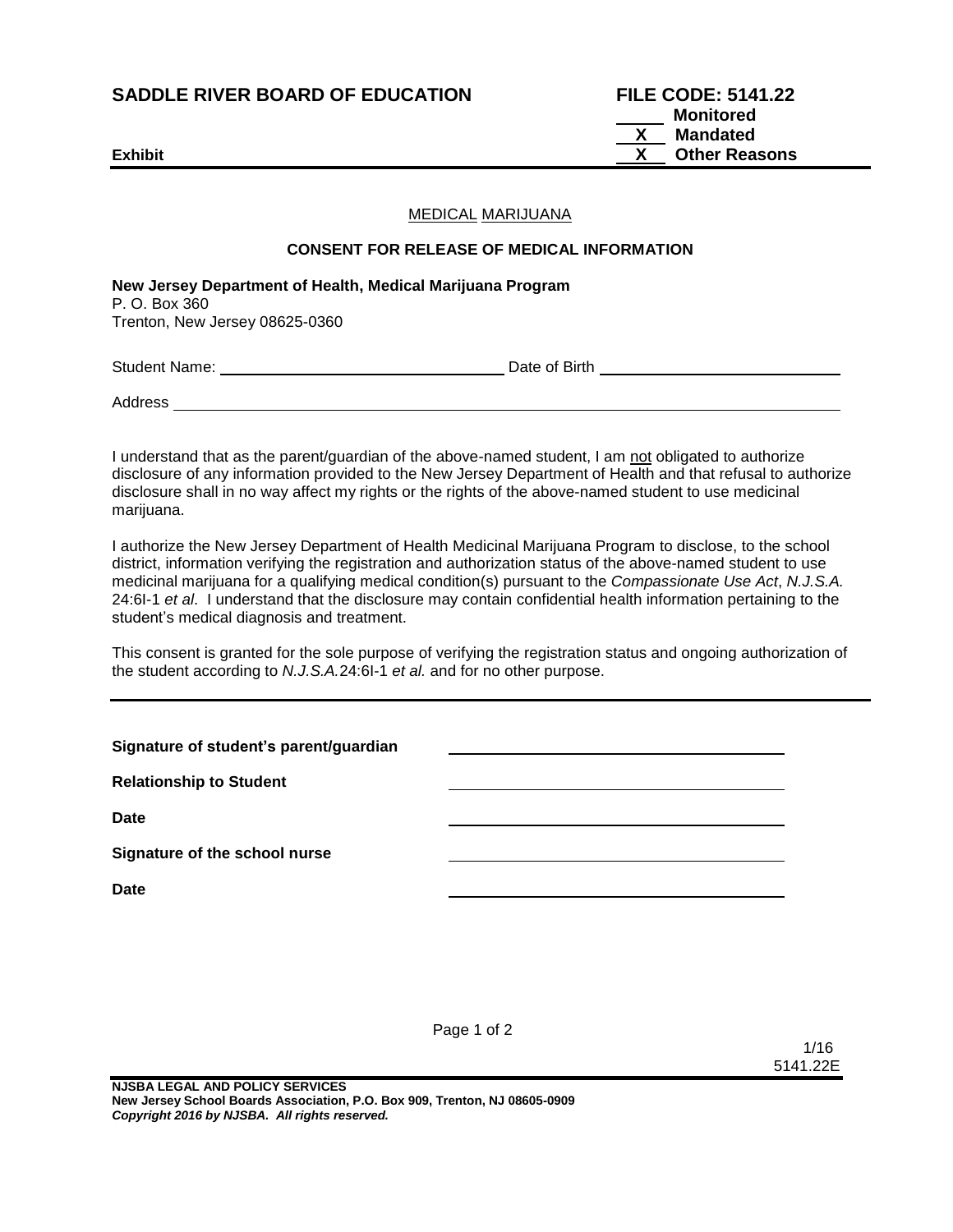**SADDLE RIVER BOARD OF EDUCATION** **FILE CODE: 5141.22**

____ **Monitored**
__X__ **Mandated**
__X__ **Other Reasons**

**Exhibit**

MEDICAL MARIJUANA

**CONSENT FOR RELEASE OF MEDICAL INFORMATION**

**New Jersey Department of Health, Medical Marijuana Program**
P. O. Box 360
Trenton, New Jersey 08625-0360

Student Name: ______________________________ Date of Birth ______________________________

Address ____________________________________________________________________________

I understand that as the parent/guardian of the above-named student, I am not obligated to authorize disclosure of any information provided to the New Jersey Department of Health and that refusal to authorize disclosure shall in no way affect my rights or the rights of the above-named student to use medicinal marijuana.

I authorize the New Jersey Department of Health Medicinal Marijuana Program to disclose, to the school district, information verifying the registration and authorization status of the above-named student to use medicinal marijuana for a qualifying medical condition(s) pursuant to the *Compassionate Use Act*, *N.J.S.A.* 24:6I-1 *et al*. I understand that the disclosure may contain confidential health information pertaining to the student's medical diagnosis and treatment.

This consent is granted for the sole purpose of verifying the registration status and ongoing authorization of the student according to *N.J.S.A.* 24:6I-1 *et al.* and for no other purpose.

---

**Signature of student's parent/guardian** ______________________________

**Relationship to Student** ______________________________

**Date** ______________________________

**Signature of the school nurse** ______________________________

**Date** ______________________________

1/16
5141.22E

**NJSBA LEGAL AND POLICY SERVICES**
**New Jersey School Boards Association, P.O. Box 909, Trenton, NJ 08605-0909**
***Copyright 2016 by NJSBA. All rights reserved.***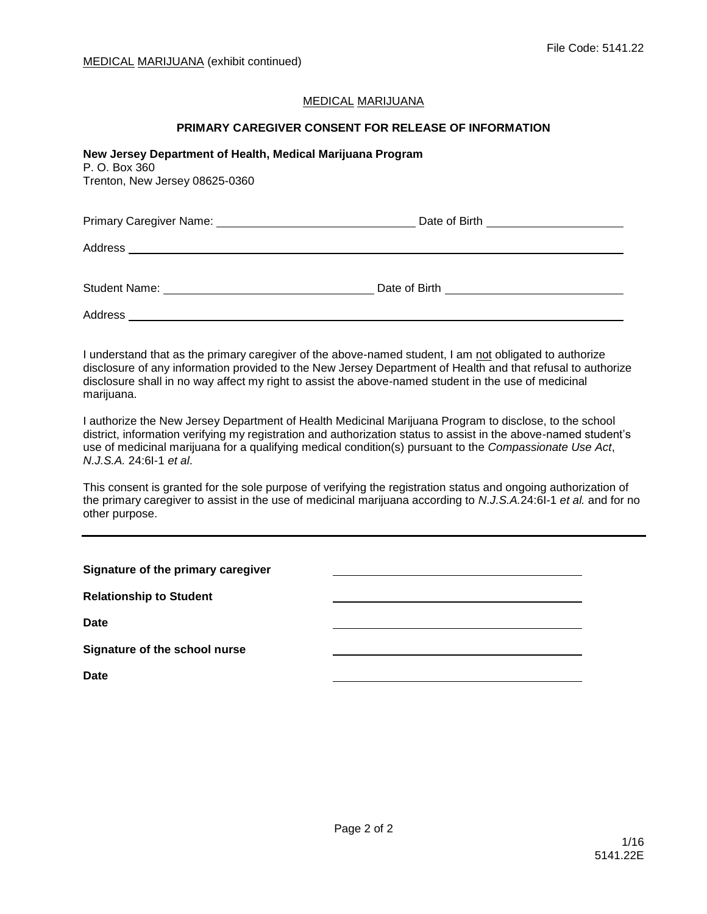MEDICAL MARIJUANA (exhibit continued)

## MEDICAL MARIJUANA

### PRIMARY CAREGIVER CONSENT FOR RELEASE OF INFORMATION

**New Jersey Department of Health, Medical Marijuana Program**
P. O. Box 360
Trenton, New Jersey 08625-0360

Primary Caregiver Name: ______________________________ Date of Birth ____________________

Address ______________________________________________________________________

Student Name: ______________________________ Date of Birth __________________________

Address ______________________________________________________________________

I understand that as the primary caregiver of the above-named student, I am not obligated to authorize disclosure of any information provided to the New Jersey Department of Health and that refusal to authorize disclosure shall in no way affect my right to assist the above-named student in the use of medicinal marijuana.

I authorize the New Jersey Department of Health Medicinal Marijuana Program to disclose, to the school district, information verifying my registration and authorization status to assist in the above-named student's use of medicinal marijuana for a qualifying medical condition(s) pursuant to the *Compassionate Use Act*, *N.J.S.A.* 24:6I-1 *et al*.

This consent is granted for the sole purpose of verifying the registration status and ongoing authorization of the primary caregiver to assist in the use of medicinal marijuana according to *N.J.S.A.*24:6I-1 *et al.* and for no other purpose.

---

**Signature of the primary caregiver** ______________________________

**Relationship to Student** ______________________________

**Date** ______________________________

**Signature of the school nurse** ______________________________

**Date** ______________________________

1/16
5141.22E